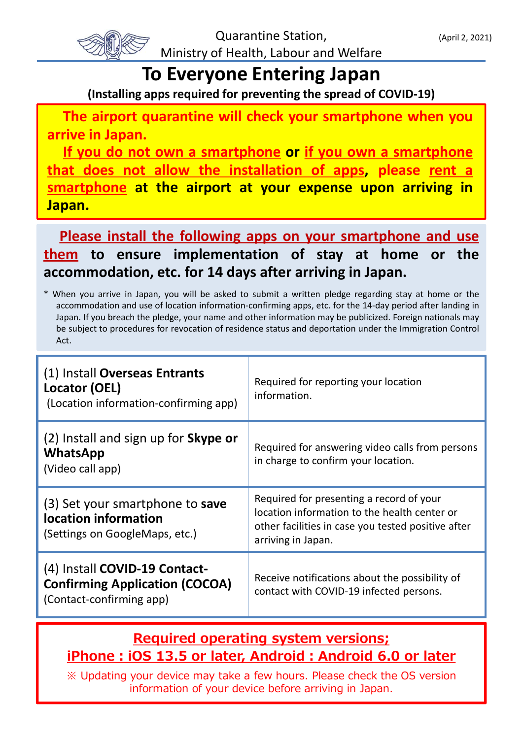Quarantine Station,
Ministry of Health, Labour and Welfare

(April 2, 2021)

# To Everyone Entering Japan

**(Installing apps required for preventing the spread of COVID-19)**

**The airport quarantine will check your smartphone when you arrive in Japan.**

**If you do not own a smartphone or if you own a smartphone that does not allow the installation of apps, please rent a smartphone at the airport at your expense upon arriving in Japan.**

**Please install the following apps on your smartphone and use them to ensure implementation of stay at home or the accommodation, etc. for 14 days after arriving in Japan.**

\* When you arrive in Japan, you will be asked to submit a written pledge regarding stay at home or the accommodation and use of location information-confirming apps, etc. for the 14-day period after landing in Japan. If you breach the pledge, your name and other information may be publicized. Foreign nationals may be subject to procedures for revocation of residence status and deportation under the Immigration Control Act.

| | |
|---|---|
| (1) Install **Overseas Entrants Locator (OEL)** (Location information-confirming app) | Required for reporting your location information. |
| (2) Install and sign up for **Skype or WhatsApp** (Video call app) | Required for answering video calls from persons in charge to confirm your location. |
| (3) Set your smartphone to **save location information** (Settings on GoogleMaps, etc.) | Required for presenting a record of your location information to the health center or other facilities in case you tested positive after arriving in Japan. |
| (4) Install **COVID-19 Contact-Confirming Application (COCOA)** (Contact-confirming app) | Receive notifications about the possibility of contact with COVID-19 infected persons. |

**Required operating system versions;**
**iPhone : iOS 13.5 or later, Android : Android 6.0 or later**

※ Updating your device may take a few hours. Please check the OS version information of your device before arriving in Japan.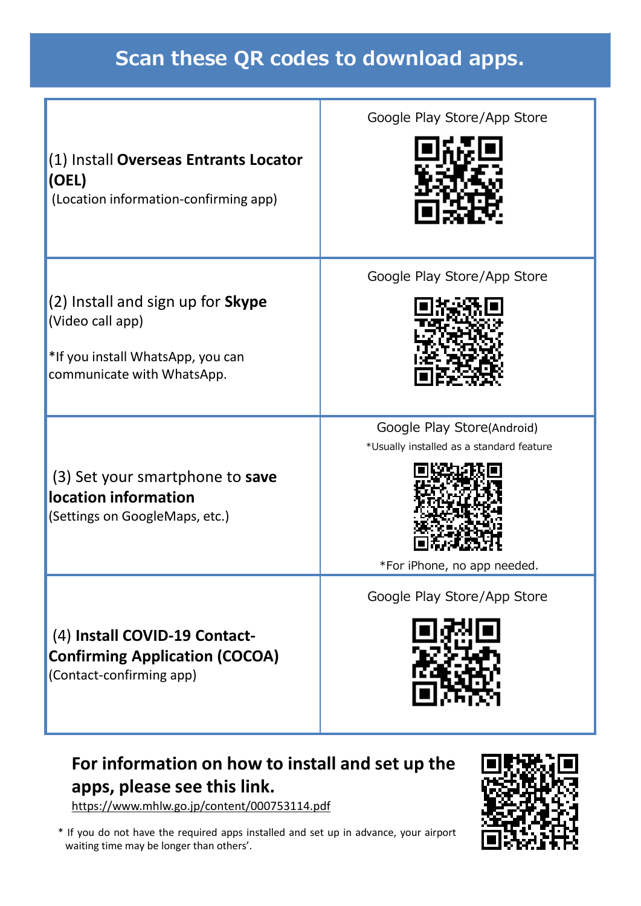# Scan these QR codes to download apps.

| | |
|---|---|
| (1) Install **Overseas Entrants Locator (OEL)**<br>(Location information-confirming app) | Google Play Store/App Store |
| (2) Install and sign up for **Skype**<br>(Video call app)<br><br>*If you install WhatsApp, you can communicate with WhatsApp. | Google Play Store/App Store |
| (3) Set your smartphone to **save location information**<br>(Settings on GoogleMaps, etc.) | Google Play Store(Android)<br>*Usually installed as a standard feature<br><br>*For iPhone, no app needed. |
| (4) **Install COVID-19 Contact-Confirming Application (COCOA)**<br>(Contact-confirming app) | Google Play Store/App Store |

**For information on how to install and set up the apps, please see this link.**

https://www.mhlw.go.jp/content/000753114.pdf

\* If you do not have the required apps installed and set up in advance, your airport waiting time may be longer than others'.